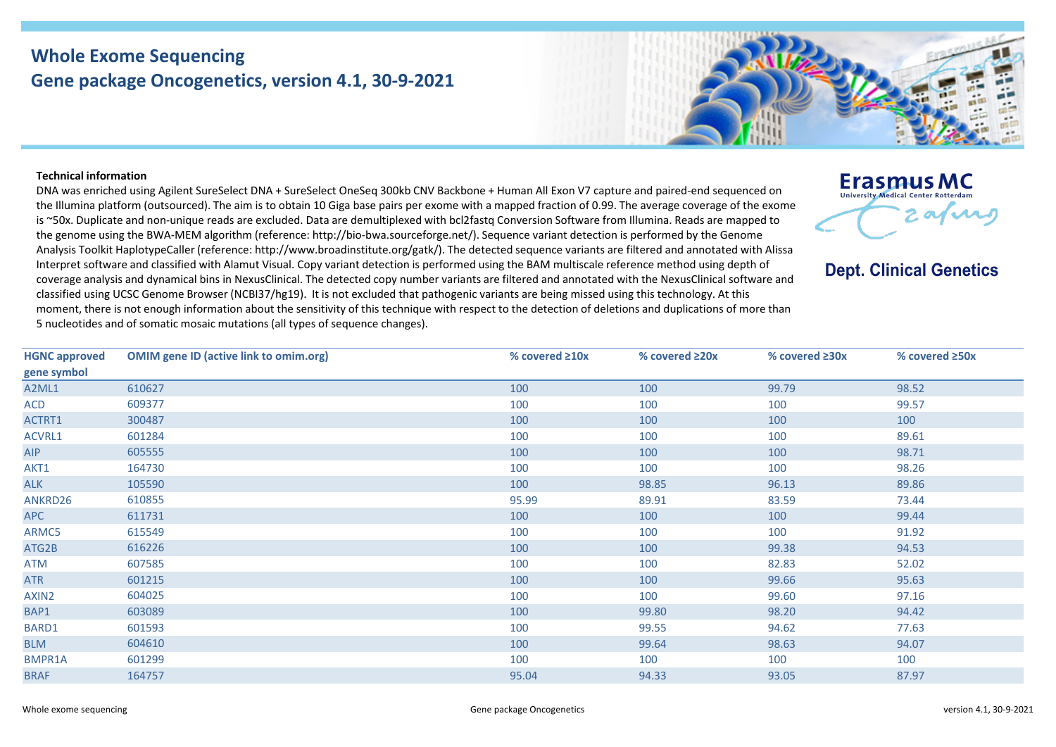# Whole Exome Sequencing
## Gene package Oncogenetics, version 4.1, 30-9-2021

Erasmus MC
University Medical Center Rotterdam

**Dept. Clinical Genetics**

**Technical information**

DNA was enriched using Agilent SureSelect DNA + SureSelect OneSeq 300kb CNV Backbone + Human All Exon V7 capture and paired-end sequenced on the Illumina platform (outsourced). The aim is to obtain 10 Giga base pairs per exome with a mapped fraction of 0.99. The average coverage of the exome is ~50x. Duplicate and non-unique reads are excluded. Data are demultiplexed with bcl2fastq Conversion Software from Illumina. Reads are mapped to the genome using the BWA-MEM algorithm (reference: http://bio-bwa.sourceforge.net/). Sequence variant detection is performed by the Genome Analysis Toolkit HaplotypeCaller (reference: http://www.broadinstitute.org/gatk/). The detected sequence variants are filtered and annotated with Alissa Interpret software and classified with Alamut Visual. Copy variant detection is performed using the BAM multiscale reference method using depth of coverage analysis and dynamical bins in NexusClinical. The detected copy number variants are filtered and annotated with the NexusClinical software and classified using UCSC Genome Browser (NCBI37/hg19). It is not excluded that pathogenic variants are being missed using this technology. At this moment, there is not enough information about the sensitivity of this technique with respect to the detection of deletions and duplications of more than 5 nucleotides and of somatic mosaic mutations (all types of sequence changes).

| HGNC approved gene symbol | OMIM gene ID (active link to omim.org) | % covered ≥10x | % covered ≥20x | % covered ≥30x | % covered ≥50x |
|---|---|---|---|---|---|
| A2ML1 | 610627 | 100 | 100 | 99.79 | 98.52 |
| ACD | 609377 | 100 | 100 | 100 | 99.57 |
| ACTRT1 | 300487 | 100 | 100 | 100 | 100 |
| ACVRL1 | 601284 | 100 | 100 | 100 | 89.61 |
| AIP | 605555 | 100 | 100 | 100 | 98.71 |
| AKT1 | 164730 | 100 | 100 | 100 | 98.26 |
| ALK | 105590 | 100 | 98.85 | 96.13 | 89.86 |
| ANKRD26 | 610855 | 95.99 | 89.91 | 83.59 | 73.44 |
| APC | 611731 | 100 | 100 | 100 | 99.44 |
| ARMC5 | 615549 | 100 | 100 | 100 | 91.92 |
| ATG2B | 616226 | 100 | 100 | 99.38 | 94.53 |
| ATM | 607585 | 100 | 100 | 82.83 | 52.02 |
| ATR | 601215 | 100 | 100 | 99.66 | 95.63 |
| AXIN2 | 604025 | 100 | 100 | 99.60 | 97.16 |
| BAP1 | 603089 | 100 | 99.80 | 98.20 | 94.42 |
| BARD1 | 601593 | 100 | 99.55 | 94.62 | 77.63 |
| BLM | 604610 | 100 | 99.64 | 98.63 | 94.07 |
| BMPR1A | 601299 | 100 | 100 | 100 | 100 |
| BRAF | 164757 | 95.04 | 94.33 | 93.05 | 87.97 |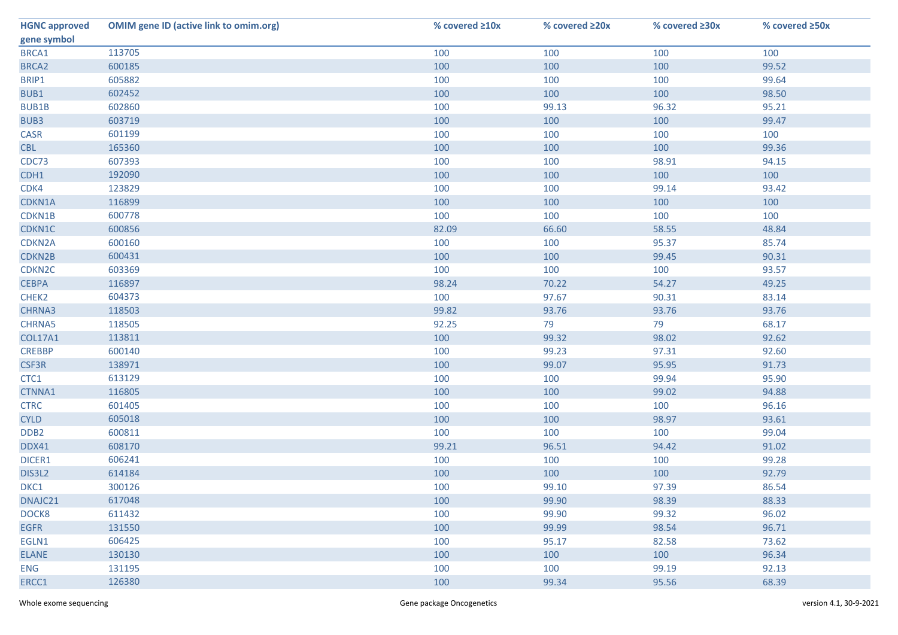| HGNC approved gene symbol | OMIM gene ID (active link to omim.org) | % covered ≥10x | % covered ≥20x | % covered ≥30x | % covered ≥50x |
|---|---|---|---|---|---|
| BRCA1 | 113705 | 100 | 100 | 100 | 100 |
| BRCA2 | 600185 | 100 | 100 | 100 | 99.52 |
| BRIP1 | 605882 | 100 | 100 | 100 | 99.64 |
| BUB1 | 602452 | 100 | 100 | 100 | 98.50 |
| BUB1B | 602860 | 100 | 99.13 | 96.32 | 95.21 |
| BUB3 | 603719 | 100 | 100 | 100 | 99.47 |
| CASR | 601199 | 100 | 100 | 100 | 100 |
| CBL | 165360 | 100 | 100 | 100 | 99.36 |
| CDC73 | 607393 | 100 | 100 | 98.91 | 94.15 |
| CDH1 | 192090 | 100 | 100 | 100 | 100 |
| CDK4 | 123829 | 100 | 100 | 99.14 | 93.42 |
| CDKN1A | 116899 | 100 | 100 | 100 | 100 |
| CDKN1B | 600778 | 100 | 100 | 100 | 100 |
| CDKN1C | 600856 | 82.09 | 66.60 | 58.55 | 48.84 |
| CDKN2A | 600160 | 100 | 100 | 95.37 | 85.74 |
| CDKN2B | 600431 | 100 | 100 | 99.45 | 90.31 |
| CDKN2C | 603369 | 100 | 100 | 100 | 93.57 |
| CEBPA | 116897 | 98.24 | 70.22 | 54.27 | 49.25 |
| CHEK2 | 604373 | 100 | 97.67 | 90.31 | 83.14 |
| CHRNA3 | 118503 | 99.82 | 93.76 | 93.76 | 93.76 |
| CHRNA5 | 118505 | 92.25 | 79 | 79 | 68.17 |
| COL17A1 | 113811 | 100 | 99.32 | 98.02 | 92.62 |
| CREBBP | 600140 | 100 | 99.23 | 97.31 | 92.60 |
| CSF3R | 138971 | 100 | 99.07 | 95.95 | 91.73 |
| CTC1 | 613129 | 100 | 100 | 99.94 | 95.90 |
| CTNNA1 | 116805 | 100 | 100 | 99.02 | 94.88 |
| CTRC | 601405 | 100 | 100 | 100 | 96.16 |
| CYLD | 605018 | 100 | 100 | 98.97 | 93.61 |
| DDB2 | 600811 | 100 | 100 | 100 | 99.04 |
| DDX41 | 608170 | 99.21 | 96.51 | 94.42 | 91.02 |
| DICER1 | 606241 | 100 | 100 | 100 | 99.28 |
| DIS3L2 | 614184 | 100 | 100 | 100 | 92.79 |
| DKC1 | 300126 | 100 | 99.10 | 97.39 | 86.54 |
| DNAJC21 | 617048 | 100 | 99.90 | 98.39 | 88.33 |
| DOCK8 | 611432 | 100 | 99.90 | 99.32 | 96.02 |
| EGFR | 131550 | 100 | 99.99 | 98.54 | 96.71 |
| EGLN1 | 606425 | 100 | 95.17 | 82.58 | 73.62 |
| ELANE | 130130 | 100 | 100 | 100 | 96.34 |
| ENG | 131195 | 100 | 100 | 99.19 | 92.13 |
| ERCC1 | 126380 | 100 | 99.34 | 95.56 | 68.39 |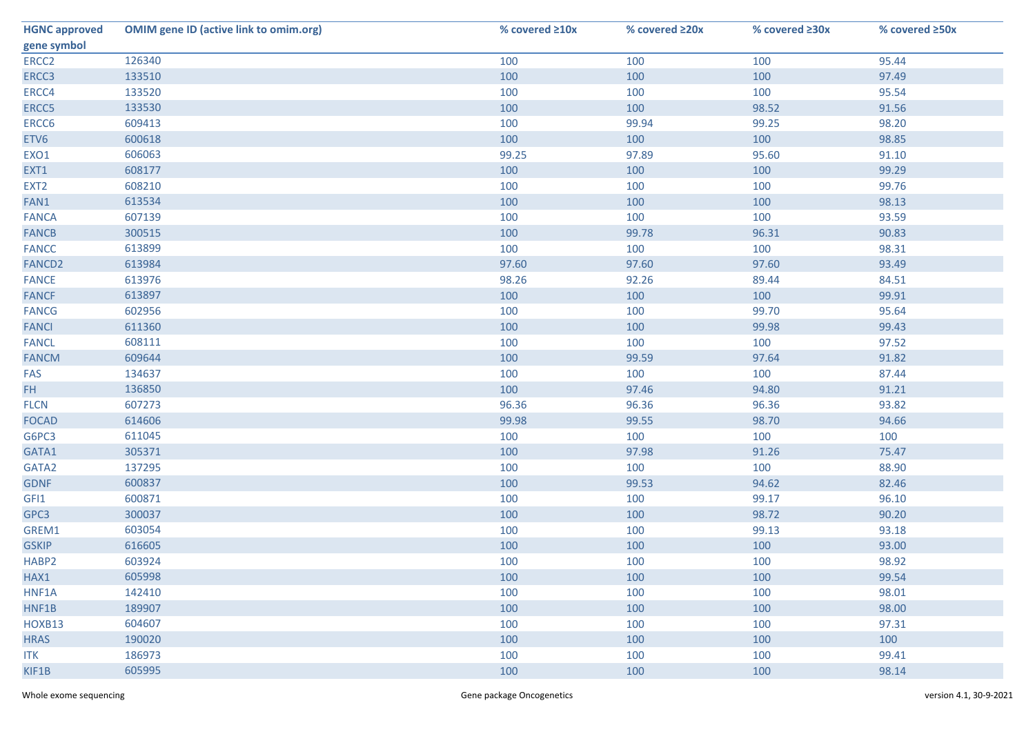| HGNC approved gene symbol | OMIM gene ID (active link to omim.org) | % covered ≥10x | % covered ≥20x | % covered ≥30x | % covered ≥50x |
|---|---|---|---|---|---|
| ERCC2 | 126340 | 100 | 100 | 100 | 95.44 |
| ERCC3 | 133510 | 100 | 100 | 100 | 97.49 |
| ERCC4 | 133520 | 100 | 100 | 100 | 95.54 |
| ERCC5 | 133530 | 100 | 100 | 98.52 | 91.56 |
| ERCC6 | 609413 | 100 | 99.94 | 99.25 | 98.20 |
| ETV6 | 600618 | 100 | 100 | 100 | 98.85 |
| EXO1 | 606063 | 99.25 | 97.89 | 95.60 | 91.10 |
| EXT1 | 608177 | 100 | 100 | 100 | 99.29 |
| EXT2 | 608210 | 100 | 100 | 100 | 99.76 |
| FAN1 | 613534 | 100 | 100 | 100 | 98.13 |
| FANCA | 607139 | 100 | 100 | 100 | 93.59 |
| FANCB | 300515 | 100 | 99.78 | 96.31 | 90.83 |
| FANCC | 613899 | 100 | 100 | 100 | 98.31 |
| FANCD2 | 613984 | 97.60 | 97.60 | 97.60 | 93.49 |
| FANCE | 613976 | 98.26 | 92.26 | 89.44 | 84.51 |
| FANCF | 613897 | 100 | 100 | 100 | 99.91 |
| FANCG | 602956 | 100 | 100 | 99.70 | 95.64 |
| FANCI | 611360 | 100 | 100 | 99.98 | 99.43 |
| FANCL | 608111 | 100 | 100 | 100 | 97.52 |
| FANCM | 609644 | 100 | 99.59 | 97.64 | 91.82 |
| FAS | 134637 | 100 | 100 | 100 | 87.44 |
| FH | 136850 | 100 | 97.46 | 94.80 | 91.21 |
| FLCN | 607273 | 96.36 | 96.36 | 96.36 | 93.82 |
| FOCAD | 614606 | 99.98 | 99.55 | 98.70 | 94.66 |
| G6PC3 | 611045 | 100 | 100 | 100 | 100 |
| GATA1 | 305371 | 100 | 97.98 | 91.26 | 75.47 |
| GATA2 | 137295 | 100 | 100 | 100 | 88.90 |
| GDNF | 600837 | 100 | 99.53 | 94.62 | 82.46 |
| GFI1 | 600871 | 100 | 100 | 99.17 | 96.10 |
| GPC3 | 300037 | 100 | 100 | 98.72 | 90.20 |
| GREM1 | 603054 | 100 | 100 | 99.13 | 93.18 |
| GSKIP | 616605 | 100 | 100 | 100 | 93.00 |
| HABP2 | 603924 | 100 | 100 | 100 | 98.92 |
| HAX1 | 605998 | 100 | 100 | 100 | 99.54 |
| HNF1A | 142410 | 100 | 100 | 100 | 98.01 |
| HNF1B | 189907 | 100 | 100 | 100 | 98.00 |
| HOXB13 | 604607 | 100 | 100 | 100 | 97.31 |
| HRAS | 190020 | 100 | 100 | 100 | 100 |
| ITK | 186973 | 100 | 100 | 100 | 99.41 |
| KIF1B | 605995 | 100 | 100 | 100 | 98.14 |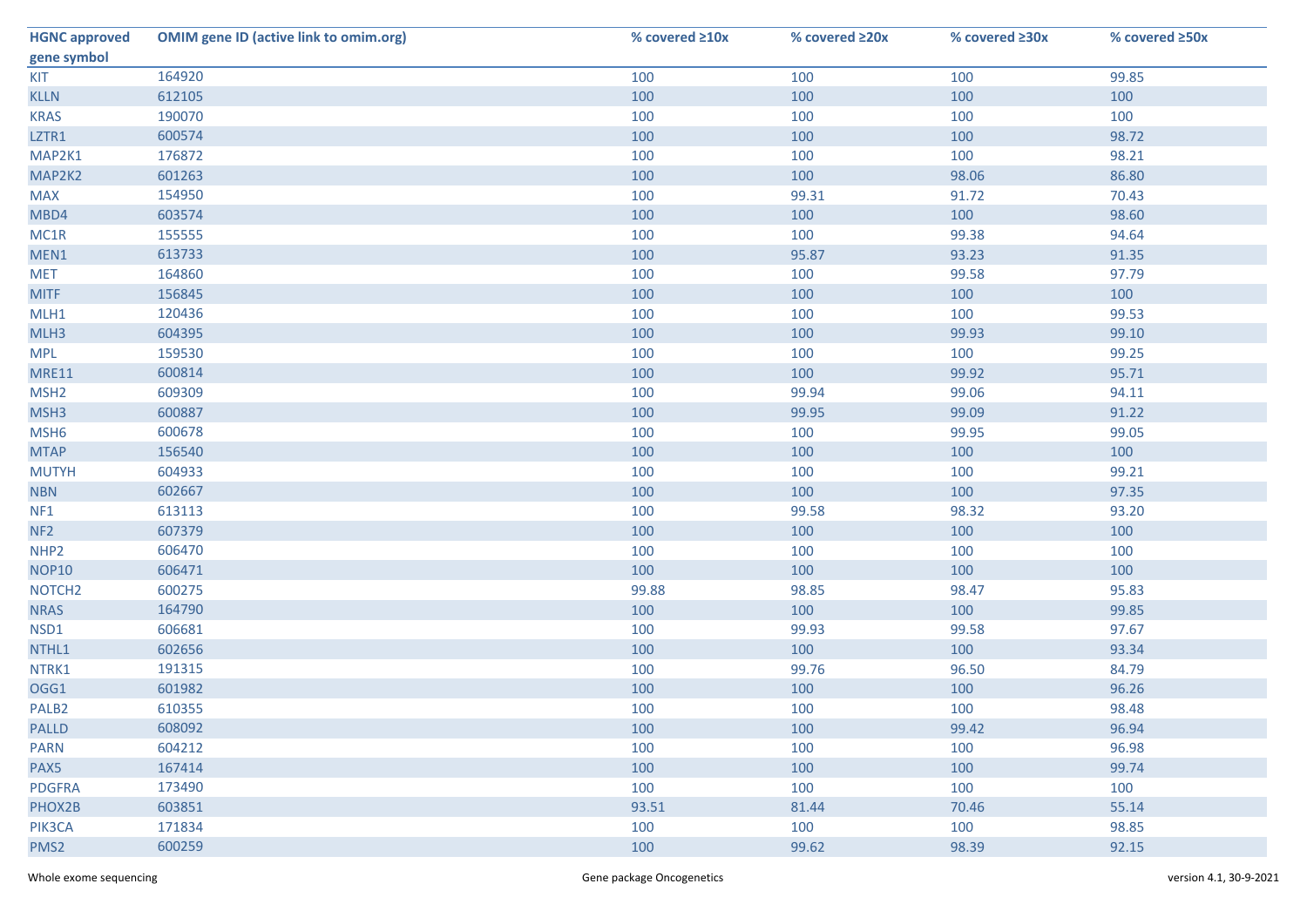| HGNC approved gene symbol | OMIM gene ID (active link to omim.org) | % covered ≥10x | % covered ≥20x | % covered ≥30x | % covered ≥50x |
|---|---|---|---|---|---|
| KIT | 164920 | 100 | 100 | 100 | 99.85 |
| KLLN | 612105 | 100 | 100 | 100 | 100 |
| KRAS | 190070 | 100 | 100 | 100 | 100 |
| LZTR1 | 600574 | 100 | 100 | 100 | 98.72 |
| MAP2K1 | 176872 | 100 | 100 | 100 | 98.21 |
| MAP2K2 | 601263 | 100 | 100 | 98.06 | 86.80 |
| MAX | 154950 | 100 | 99.31 | 91.72 | 70.43 |
| MBD4 | 603574 | 100 | 100 | 100 | 98.60 |
| MC1R | 155555 | 100 | 100 | 99.38 | 94.64 |
| MEN1 | 613733 | 100 | 95.87 | 93.23 | 91.35 |
| MET | 164860 | 100 | 100 | 99.58 | 97.79 |
| MITF | 156845 | 100 | 100 | 100 | 100 |
| MLH1 | 120436 | 100 | 100 | 100 | 99.53 |
| MLH3 | 604395 | 100 | 100 | 99.93 | 99.10 |
| MPL | 159530 | 100 | 100 | 100 | 99.25 |
| MRE11 | 600814 | 100 | 100 | 99.92 | 95.71 |
| MSH2 | 609309 | 100 | 99.94 | 99.06 | 94.11 |
| MSH3 | 600887 | 100 | 99.95 | 99.09 | 91.22 |
| MSH6 | 600678 | 100 | 100 | 99.95 | 99.05 |
| MTAP | 156540 | 100 | 100 | 100 | 100 |
| MUTYH | 604933 | 100 | 100 | 100 | 99.21 |
| NBN | 602667 | 100 | 100 | 100 | 97.35 |
| NF1 | 613113 | 100 | 99.58 | 98.32 | 93.20 |
| NF2 | 607379 | 100 | 100 | 100 | 100 |
| NHP2 | 606470 | 100 | 100 | 100 | 100 |
| NOP10 | 606471 | 100 | 100 | 100 | 100 |
| NOTCH2 | 600275 | 99.88 | 98.85 | 98.47 | 95.83 |
| NRAS | 164790 | 100 | 100 | 100 | 99.85 |
| NSD1 | 606681 | 100 | 99.93 | 99.58 | 97.67 |
| NTHL1 | 602656 | 100 | 100 | 100 | 93.34 |
| NTRK1 | 191315 | 100 | 99.76 | 96.50 | 84.79 |
| OGG1 | 601982 | 100 | 100 | 100 | 96.26 |
| PALB2 | 610355 | 100 | 100 | 100 | 98.48 |
| PALLD | 608092 | 100 | 100 | 99.42 | 96.94 |
| PARN | 604212 | 100 | 100 | 100 | 96.98 |
| PAX5 | 167414 | 100 | 100 | 100 | 99.74 |
| PDGFRA | 173490 | 100 | 100 | 100 | 100 |
| PHOX2B | 603851 | 93.51 | 81.44 | 70.46 | 55.14 |
| PIK3CA | 171834 | 100 | 100 | 100 | 98.85 |
| PMS2 | 600259 | 100 | 99.62 | 98.39 | 92.15 |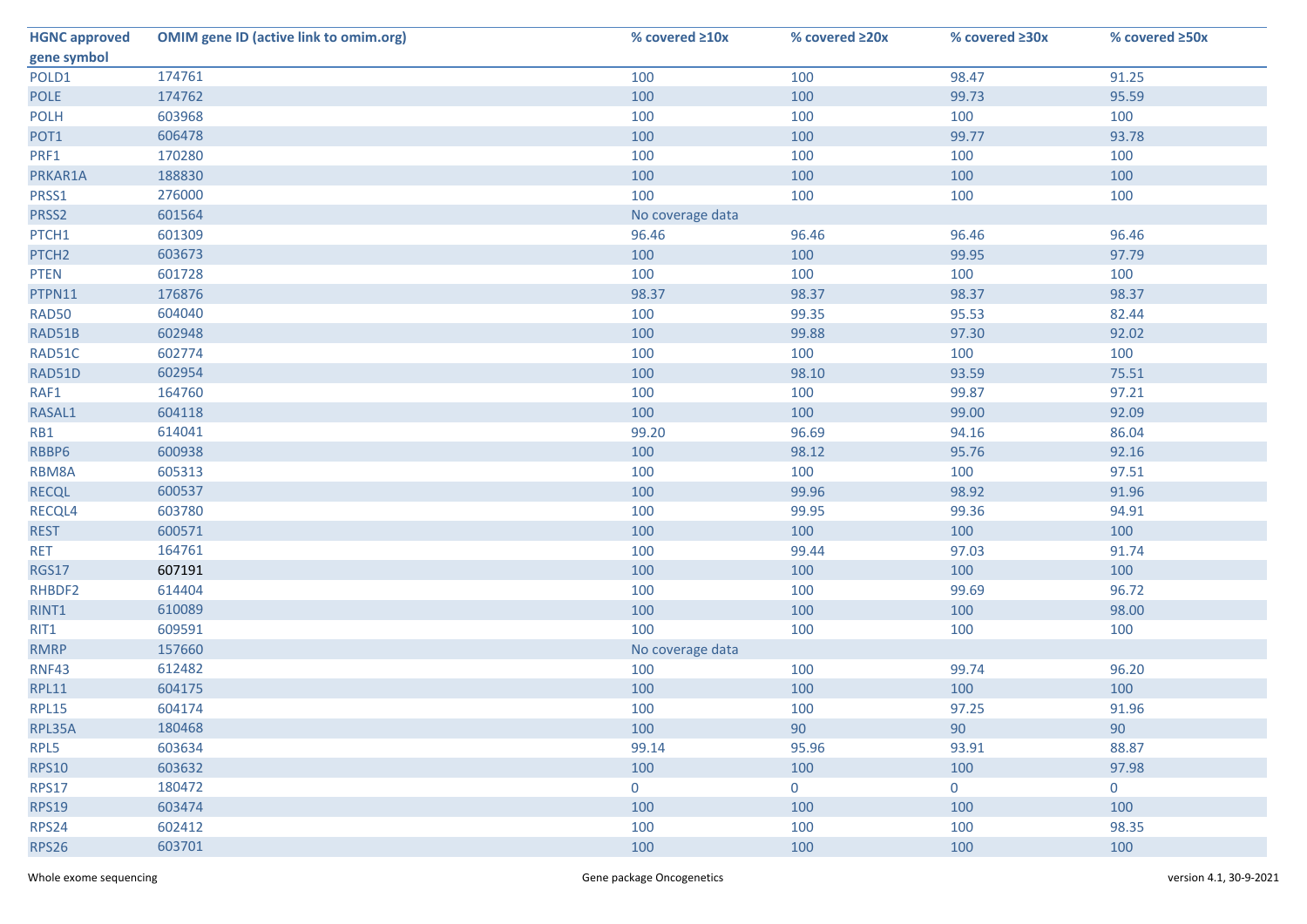| HGNC approved gene symbol | OMIM gene ID (active link to omim.org) | % covered ≥10x | % covered ≥20x | % covered ≥30x | % covered ≥50x |
|---|---|---|---|---|---|
| POLD1 | 174761 | 100 | 100 | 98.47 | 91.25 |
| POLE | 174762 | 100 | 100 | 99.73 | 95.59 |
| POLH | 603968 | 100 | 100 | 100 | 100 |
| POT1 | 606478 | 100 | 100 | 99.77 | 93.78 |
| PRF1 | 170280 | 100 | 100 | 100 | 100 |
| PRKAR1A | 188830 | 100 | 100 | 100 | 100 |
| PRSS1 | 276000 | 100 | 100 | 100 | 100 |
| PRSS2 | 601564 | No coverage data | | | |
| PTCH1 | 601309 | 96.46 | 96.46 | 96.46 | 96.46 |
| PTCH2 | 603673 | 100 | 100 | 99.95 | 97.79 |
| PTEN | 601728 | 100 | 100 | 100 | 100 |
| PTPN11 | 176876 | 98.37 | 98.37 | 98.37 | 98.37 |
| RAD50 | 604040 | 100 | 99.35 | 95.53 | 82.44 |
| RAD51B | 602948 | 100 | 99.88 | 97.30 | 92.02 |
| RAD51C | 602774 | 100 | 100 | 100 | 100 |
| RAD51D | 602954 | 100 | 98.10 | 93.59 | 75.51 |
| RAF1 | 164760 | 100 | 100 | 99.87 | 97.21 |
| RASAL1 | 604118 | 100 | 100 | 99.00 | 92.09 |
| RB1 | 614041 | 99.20 | 96.69 | 94.16 | 86.04 |
| RBBP6 | 600938 | 100 | 98.12 | 95.76 | 92.16 |
| RBM8A | 605313 | 100 | 100 | 100 | 97.51 |
| RECQL | 600537 | 100 | 99.96 | 98.92 | 91.96 |
| RECQL4 | 603780 | 100 | 99.95 | 99.36 | 94.91 |
| REST | 600571 | 100 | 100 | 100 | 100 |
| RET | 164761 | 100 | 99.44 | 97.03 | 91.74 |
| RGS17 | 607191 | 100 | 100 | 100 | 100 |
| RHBDF2 | 614404 | 100 | 100 | 99.69 | 96.72 |
| RINT1 | 610089 | 100 | 100 | 100 | 98.00 |
| RIT1 | 609591 | 100 | 100 | 100 | 100 |
| RMRP | 157660 | No coverage data | | | |
| RNF43 | 612482 | 100 | 100 | 99.74 | 96.20 |
| RPL11 | 604175 | 100 | 100 | 100 | 100 |
| RPL15 | 604174 | 100 | 100 | 97.25 | 91.96 |
| RPL35A | 180468 | 100 | 90 | 90 | 90 |
| RPL5 | 603634 | 99.14 | 95.96 | 93.91 | 88.87 |
| RPS10 | 603632 | 100 | 100 | 100 | 97.98 |
| RPS17 | 180472 | 0 | 0 | 0 | 0 |
| RPS19 | 603474 | 100 | 100 | 100 | 100 |
| RPS24 | 602412 | 100 | 100 | 100 | 98.35 |
| RPS26 | 603701 | 100 | 100 | 100 | 100 |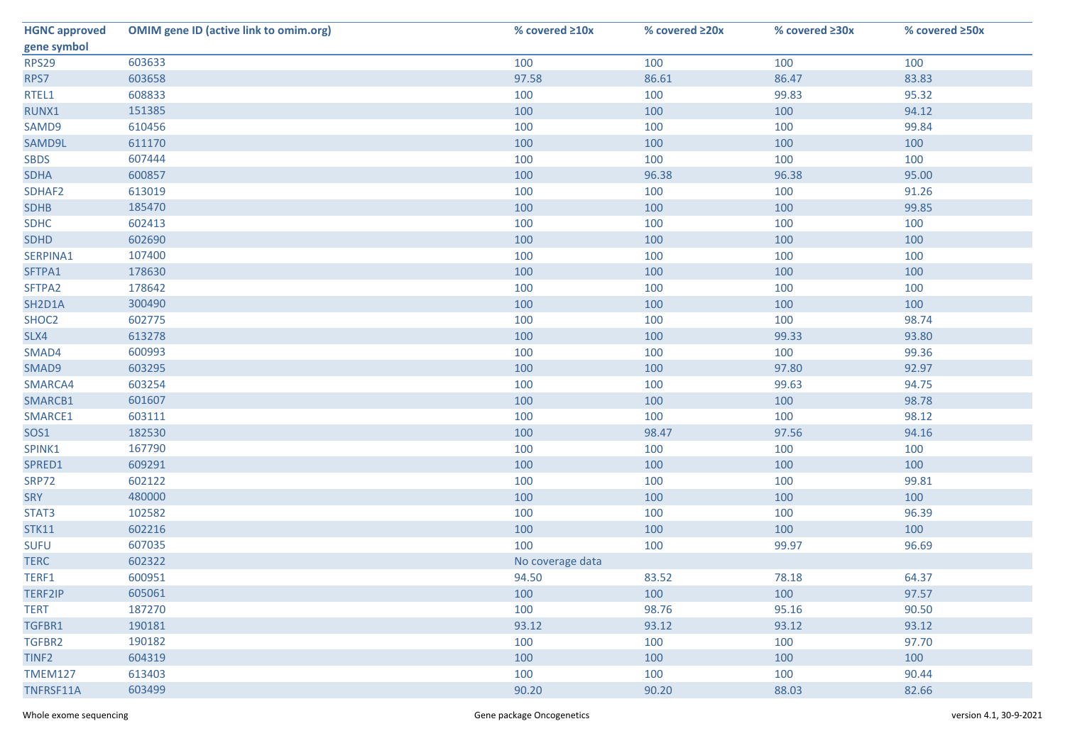| HGNC approved gene symbol | OMIM gene ID (active link to omim.org) | % covered ≥10x | % covered ≥20x | % covered ≥30x | % covered ≥50x |
|---|---|---|---|---|---|
| RPS29 | 603633 | 100 | 100 | 100 | 100 |
| RPS7 | 603658 | 97.58 | 86.61 | 86.47 | 83.83 |
| RTEL1 | 608833 | 100 | 100 | 99.83 | 95.32 |
| RUNX1 | 151385 | 100 | 100 | 100 | 94.12 |
| SAMD9 | 610456 | 100 | 100 | 100 | 99.84 |
| SAMD9L | 611170 | 100 | 100 | 100 | 100 |
| SBDS | 607444 | 100 | 100 | 100 | 100 |
| SDHA | 600857 | 100 | 96.38 | 96.38 | 95.00 |
| SDHAF2 | 613019 | 100 | 100 | 100 | 91.26 |
| SDHB | 185470 | 100 | 100 | 100 | 99.85 |
| SDHC | 602413 | 100 | 100 | 100 | 100 |
| SDHD | 602690 | 100 | 100 | 100 | 100 |
| SERPINA1 | 107400 | 100 | 100 | 100 | 100 |
| SFTPA1 | 178630 | 100 | 100 | 100 | 100 |
| SFTPA2 | 178642 | 100 | 100 | 100 | 100 |
| SH2D1A | 300490 | 100 | 100 | 100 | 100 |
| SHOC2 | 602775 | 100 | 100 | 100 | 98.74 |
| SLX4 | 613278 | 100 | 100 | 99.33 | 93.80 |
| SMAD4 | 600993 | 100 | 100 | 100 | 99.36 |
| SMAD9 | 603295 | 100 | 100 | 97.80 | 92.97 |
| SMARCA4 | 603254 | 100 | 100 | 99.63 | 94.75 |
| SMARCB1 | 601607 | 100 | 100 | 100 | 98.78 |
| SMARCE1 | 603111 | 100 | 100 | 100 | 98.12 |
| SOS1 | 182530 | 100 | 98.47 | 97.56 | 94.16 |
| SPINK1 | 167790 | 100 | 100 | 100 | 100 |
| SPRED1 | 609291 | 100 | 100 | 100 | 100 |
| SRP72 | 602122 | 100 | 100 | 100 | 99.81 |
| SRY | 480000 | 100 | 100 | 100 | 100 |
| STAT3 | 102582 | 100 | 100 | 100 | 96.39 |
| STK11 | 602216 | 100 | 100 | 100 | 100 |
| SUFU | 607035 | 100 | 100 | 99.97 | 96.69 |
| TERC | 602322 | No coverage data | | | |
| TERF1 | 600951 | 94.50 | 83.52 | 78.18 | 64.37 |
| TERF2IP | 605061 | 100 | 100 | 100 | 97.57 |
| TERT | 187270 | 100 | 98.76 | 95.16 | 90.50 |
| TGFBR1 | 190181 | 93.12 | 93.12 | 93.12 | 93.12 |
| TGFBR2 | 190182 | 100 | 100 | 100 | 97.70 |
| TINF2 | 604319 | 100 | 100 | 100 | 100 |
| TMEM127 | 613403 | 100 | 100 | 100 | 90.44 |
| TNFRSF11A | 603499 | 90.20 | 90.20 | 88.03 | 82.66 |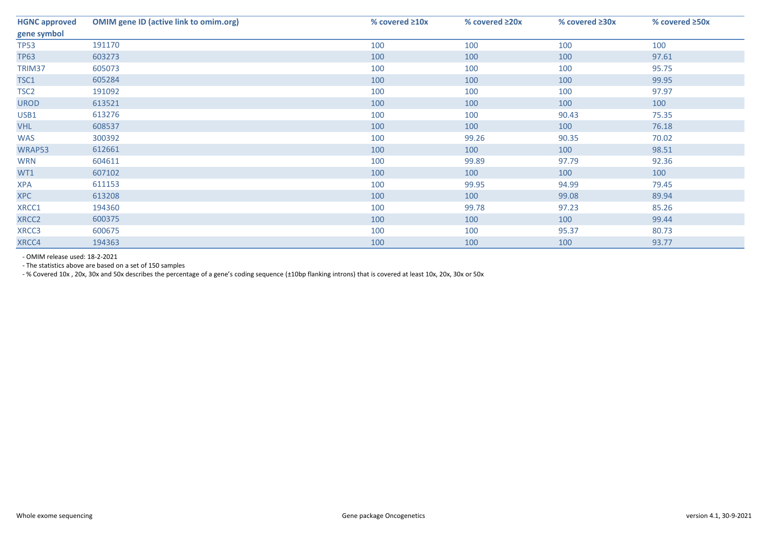| HGNC approved gene symbol | OMIM gene ID (active link to omim.org) | % covered ≥10x | % covered ≥20x | % covered ≥30x | % covered ≥50x |
|---|---|---|---|---|---|
| TP53 | 191170 | 100 | 100 | 100 | 100 |
| TP63 | 603273 | 100 | 100 | 100 | 97.61 |
| TRIM37 | 605073 | 100 | 100 | 100 | 95.75 |
| TSC1 | 605284 | 100 | 100 | 100 | 99.95 |
| TSC2 | 191092 | 100 | 100 | 100 | 97.97 |
| UROD | 613521 | 100 | 100 | 100 | 100 |
| USB1 | 613276 | 100 | 100 | 90.43 | 75.35 |
| VHL | 608537 | 100 | 100 | 100 | 76.18 |
| WAS | 300392 | 100 | 99.26 | 90.35 | 70.02 |
| WRAP53 | 612661 | 100 | 100 | 100 | 98.51 |
| WRN | 604611 | 100 | 99.89 | 97.79 | 92.36 |
| WT1 | 607102 | 100 | 100 | 100 | 100 |
| XPA | 611153 | 100 | 99.95 | 94.99 | 79.45 |
| XPC | 613208 | 100 | 100 | 99.08 | 89.94 |
| XRCC1 | 194360 | 100 | 99.78 | 97.23 | 85.26 |
| XRCC2 | 600375 | 100 | 100 | 100 | 99.44 |
| XRCC3 | 600675 | 100 | 100 | 95.37 | 80.73 |
| XRCC4 | 194363 | 100 | 100 | 100 | 93.77 |

- OMIM release used: 18-2-2021
- The statistics above are based on a set of 150 samples
- % Covered 10x , 20x, 30x and 50x describes the percentage of a gene's coding sequence (±10bp flanking introns) that is covered at least 10x, 20x, 30x or 50x